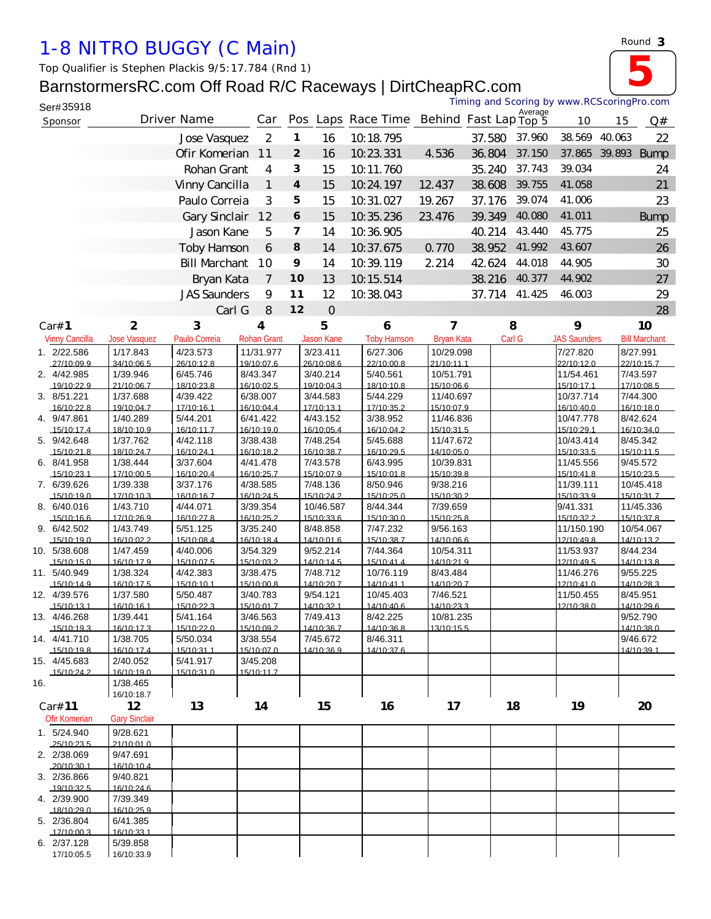# 1-8 NITRO BUGGY (C Main)

Round **3**

**5**

Top Qualifier is Stephen Plackis 9/5:17.784 (Rnd 1)

## BarnstormersRC.com Off Road R/C Raceways | DirtCheapRC.com

Ser#35918

Timing and Scoring by www.RCScoringPro.com

| Sponsor | Driver Name | Car | Pos | Laps | Race Time | Behind | Fast Lap | Average Top 5 | 10 | 15 | Q# |
|---|---|---|---|---|---|---|---|---|---|---|---|
| | Jose Vasquez | 2 | 1 | 16 | 10:18.795 | | 37.580 | 37.960 | 38.569 | 40.063 | 22 |
| | Ofir Komerian | 11 | 2 | 16 | 10:23.331 | 4.536 | 36.804 | 37.150 | 37.865 | 39.893 | Bump |
| | Rohan Grant | 4 | 3 | 15 | 10:11.760 | | 35.240 | 37.743 | 39.034 | | 24 |
| | Vinny Cancilla | 1 | 4 | 15 | 10:24.197 | 12.437 | 38.608 | 39.755 | 41.058 | | 21 |
| | Paulo Correia | 3 | 5 | 15 | 10:31.027 | 19.267 | 37.176 | 39.074 | 41.006 | | 23 |
| | Gary Sinclair | 12 | 6 | 15 | 10:35.236 | 23.476 | 39.349 | 40.080 | 41.011 | | Bump |
| | Jason Kane | 5 | 7 | 14 | 10:36.905 | | 40.214 | 43.440 | 45.775 | | 25 |
| | Toby Hamson | 6 | 8 | 14 | 10:37.675 | 0.770 | 38.952 | 41.992 | 43.607 | | 26 |
| | Bill Marchant | 10 | 9 | 14 | 10:39.119 | 2.214 | 42.624 | 44.018 | 44.905 | | 30 |
| | Bryan Kata | 7 | 10 | 13 | 10:15.514 | | 38.216 | 40.377 | 44.902 | | 27 |
| | JAS Saunders | 9 | 11 | 12 | 10:38.043 | | 37.714 | 41.425 | 46.003 | | 29 |
| | Carl G | 8 | 12 | 0 | | | | | | | 28 |

| Lap | Car#1 Vinny Cancilla | 2 Jose Vasquez | 3 Paulo Correia | 4 Rohan Grant | 5 Jason Kane | 6 Toby Hamson | 7 Bryan Kata | 8 Carl G | 9 JAS Saunders | 10 Bill Marchant |
|---|---|---|---|---|---|---|---|---|---|---|
| 1. | 2/22.586 27/10:09.9 | 1/17.843 34/10:06.5 | 4/23.573 26/10:12.8 | 11/31.977 19/10:07.6 | 3/23.411 26/10:08.6 | 6/27.306 22/10:00.8 | 10/29.098 21/10:11.1 | | 7/27.820 22/10:12.0 | 8/27.991 22/10:15.7 |
| 2. | 4/42.985 19/10:22.9 | 1/39.946 21/10:06.7 | 6/45.746 18/10:23.8 | 8/43.347 16/10:02.5 | 3/40.214 19/10:04.3 | 5/40.561 18/10:10.8 | 10/51.791 15/10:06.6 | | 11/54.461 15/10:17.1 | 7/43.597 17/10:08.5 |
| 3. | 8/51.221 16/10:22.8 | 1/37.688 19/10:04.7 | 4/39.422 17/10:16.1 | 6/38.007 16/10:04.4 | 3/44.583 17/10:13.1 | 5/44.229 17/10:35.2 | 11/40.697 15/10:07.9 | | 10/37.714 16/10:40.0 | 7/44.300 16/10:18.0 |
| 4. | 9/47.861 15/10:17.4 | 1/40.289 18/10:10.9 | 5/44.201 16/10:11.7 | 6/41.422 16/10:19.0 | 4/43.152 16/10:05.4 | 3/38.952 16/10:04.2 | 11/46.836 15/10:31.5 | | 10/47.778 15/10:29.1 | 8/42.624 16/10:34.0 |
| 5. | 9/42.648 15/10:21.8 | 1/37.762 18/10:24.7 | 4/42.118 16/10:24.1 | 3/38.438 16/10:18.2 | 7/48.254 16/10:38.7 | 5/45.688 16/10:29.5 | 11/47.672 14/10:05.0 | | 10/43.414 15/10:33.5 | 8/45.342 15/10:11.5 |
| 6. | 8/41.958 15/10:23.1 | 1/38.444 17/10:00.5 | 3/37.604 16/10:20.4 | 4/41.478 16/10:25.7 | 7/43.578 15/10:07.9 | 6/43.995 15/10:01.8 | 10/39.831 15/10:39.8 | | 11/45.556 15/10:41.8 | 9/45.572 15/10:23.5 |
| 7. | 6/39.626 15/10:19.0 | 1/39.338 17/10:10.3 | 3/37.176 16/10:16.7 | 4/38.585 16/10:24.5 | 7/48.136 15/10:24.2 | 8/50.946 15/10:25.0 | 9/38.216 15/10:30.2 | | 11/39.111 15/10:33.9 | 10/45.418 15/10:31.7 |
| 8. | 6/40.016 15/10:16.6 | 1/43.710 17/10:26.9 | 4/44.071 16/10:27.8 | 3/39.354 16/10:25.2 | 10/46.587 15/10:33.6 | 8/44.344 15/10:30.0 | 7/39.659 15/10:25.8 | | 9/41.331 15/10:32.2 | 11/45.336 15/10:37.8 |
| 9. | 6/42.502 15/10:19.0 | 1/43.749 16/10:02.2 | 5/51.125 15/10:08.4 | 3/35.240 16/10:18.4 | 8/48.858 14/10:01.6 | 7/47.232 15/10:38.7 | 9/56.163 14/10:06.6 | | 11/150.190 12/10:49.8 | 10/54.067 14/10:13.2 |
| 10. | 5/38.608 15/10:15.0 | 1/47.459 16/10:17.9 | 4/40.006 15/10:07.5 | 3/54.329 15/10:03.2 | 9/52.214 14/10:14.5 | 7/44.364 15/10:41.4 | 10/54.311 14/10:21.9 | | 11/53.937 12/10:49.5 | 8/44.234 14/10:13.8 |
| 11. | 5/40.949 15/10:14.9 | 1/38.324 16/10:17.5 | 4/42.383 15/10:10.1 | 3/38.475 15/10:00.8 | 7/48.712 14/10:20.7 | 10/76.119 14/10:41.1 | 8/43.484 14/10:20.7 | | 11/46.276 12/10:41.0 | 9/55.225 14/10:28.3 |
| 12. | 4/39.576 15/10:13.1 | 1/37.580 16/10:16.1 | 5/50.487 15/10:22.3 | 3/40.783 15/10:01.7 | 9/54.121 14/10:32.1 | 10/45.403 14/10:40.6 | 7/46.521 14/10:23.3 | | 11/50.455 12/10:38.0 | 8/45.951 14/10:29.6 |
| 13. | 4/46.268 15/10:19.3 | 1/39.441 16/10:17.3 | 5/41.164 15/10:22.0 | 3/46.563 15/10:09.2 | 7/49.413 14/10:36.7 | 8/42.225 14/10:36.8 | 10/81.235 13/10:15.5 | | | 9/52.790 14/10:38.0 |
| 14. | 4/41.710 15/10:19.8 | 1/38.705 16/10:17.4 | 5/50.034 15/10:31.1 | 3/38.554 15/10:07.0 | 7/45.672 14/10:36.9 | 8/46.311 14/10:37.6 | | | | 9/46.672 14/10:39.1 |
| 15. | 4/45.683 15/10:24.2 | 2/40.052 16/10:19.0 | 5/41.917 15/10:31.0 | 3/45.208 15/10:11.7 | | | | | | |
| 16. | | 1/38.465 16/10:18.7 | | | | | | | | |

| Lap | Car#11 Ofir Komerian | 12 Gary Sinclair | 13 | 14 | 15 | 16 | 17 | 18 | 19 | 20 |
|---|---|---|---|---|---|---|---|---|---|---|
| 1. | 5/24.940 25/10:23.5 | 9/28.621 21/10:01.0 | | | | | | | | |
| 2. | 2/38.069 20/10:30.1 | 9/47.691 16/10:10.4 | | | | | | | | |
| 3. | 2/36.866 19/10:32.5 | 9/40.821 16/10:24.6 | | | | | | | | |
| 4. | 2/39.900 18/10:29.0 | 7/39.349 16/10:25.9 | | | | | | | | |
| 5. | 2/36.804 17/10:00.3 | 6/41.385 16/10:33.1 | | | | | | | | |
| 6. | 2/37.128 17/10:05.5 | 5/39.858 16/10:33.9 | | | | | | | | |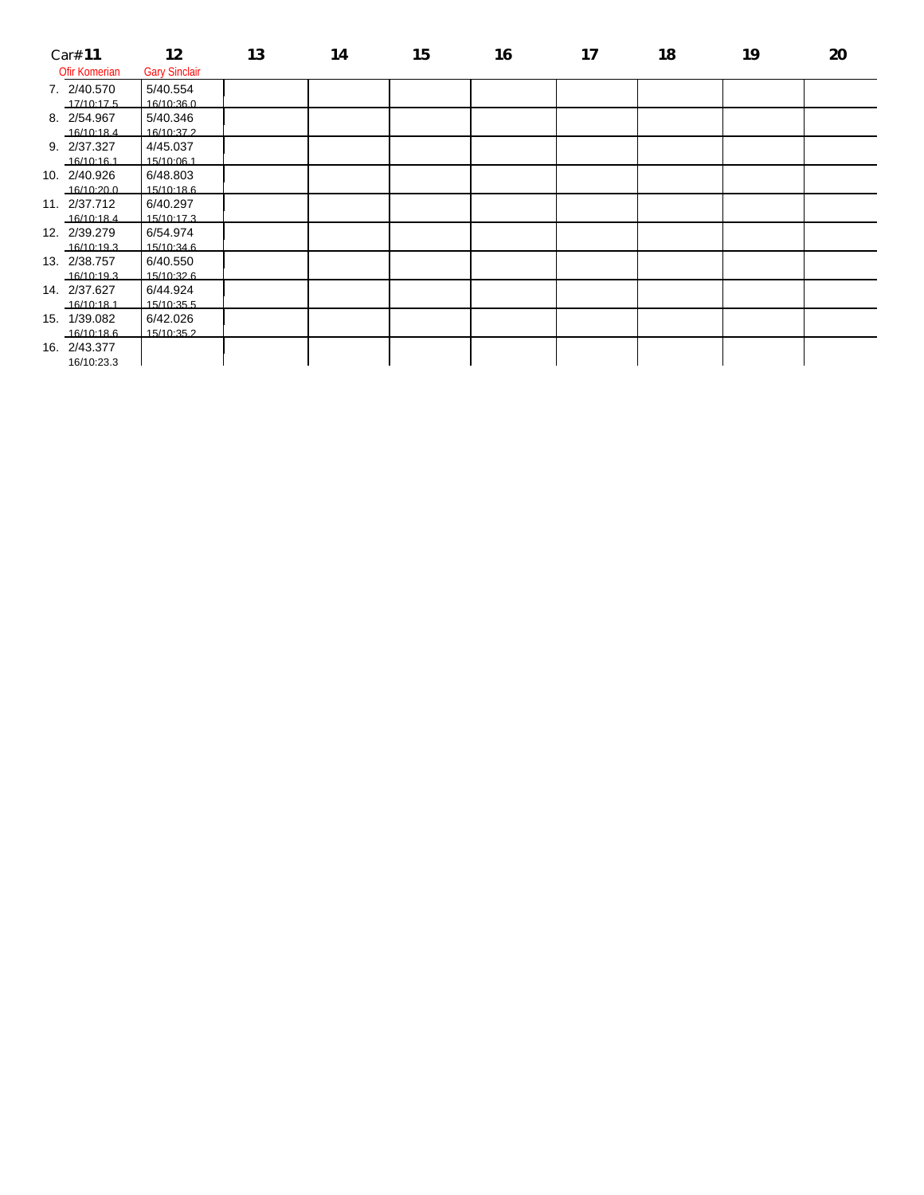| Car# | 11 | 12 | 13 | 14 | 15 | 16 | 17 | 18 | 19 | 20 |
|---|---|---|---|---|---|---|---|---|---|---|
| | Ofir Komerian | Gary Sinclair | | | | | | | | |
| 7. | 2/40.570<br>17/10:17.5 | 5/40.554<br>16/10:36.0 | | | | | | | | |
| 8. | 2/54.967<br>16/10:18.4 | 5/40.346<br>16/10:37.2 | | | | | | | | |
| 9. | 2/37.327<br>16/10:16.1 | 4/45.037<br>15/10:06.1 | | | | | | | | |
| 10. | 2/40.926<br>16/10:20.0 | 6/48.803<br>15/10:18.6 | | | | | | | | |
| 11. | 2/37.712<br>16/10:18.4 | 6/40.297<br>15/10:17.3 | | | | | | | | |
| 12. | 2/39.279<br>16/10:19.3 | 6/54.974<br>15/10:34.6 | | | | | | | | |
| 13. | 2/38.757<br>16/10:19.3 | 6/40.550<br>15/10:32.6 | | | | | | | | |
| 14. | 2/37.627<br>16/10:18.1 | 6/44.924<br>15/10:35.5 | | | | | | | | |
| 15. | 1/39.082<br>16/10:18.6 | 6/42.026<br>15/10:35.2 | | | | | | | | |
| 16. | 2/43.377<br>16/10:23.3 | | | | | | | | | |